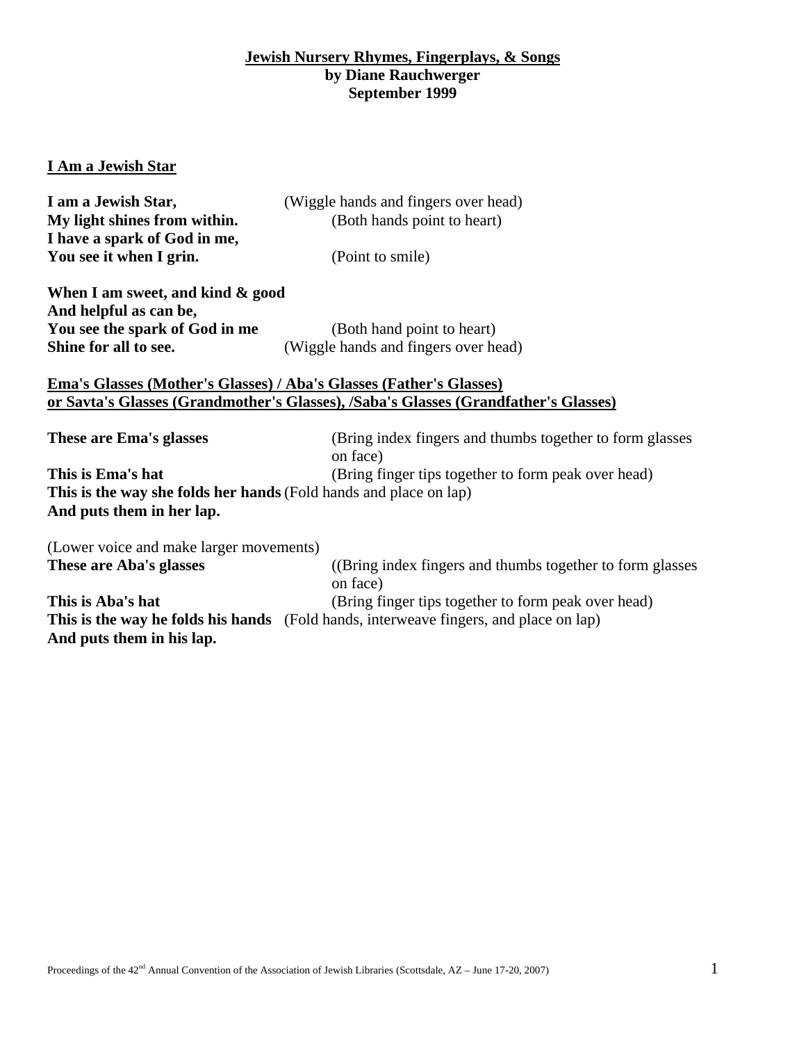# Jewish Nursery Rhymes, Fingerplays, & Songs
**by Diane Rauchwerger**
**September 1999**

## I Am a Jewish Star

| | |
|---|---|
| **I am a Jewish Star,** | (Wiggle hands and fingers over head) |
| **My light shines from within.** | (Both hands point to heart) |
| **I have a spark of God in me,** | |
| **You see it when I grin.** | (Point to smile) |

| | |
|---|---|
| **When I am sweet, and kind & good** | |
| **And helpful as can be,** | |
| **You see the spark of God in me** | (Both hand point to heart) |
| **Shine for all to see.** | (Wiggle hands and fingers over head) |

## Ema's Glasses (Mother's Glasses) / Aba's Glasses (Father's Glasses) or Savta's Glasses (Grandmother's Glasses), /Saba's Glasses (Grandfather's Glasses)

| | |
|---|---|
| **These are Ema's glasses** | (Bring index fingers and thumbs together to form glasses on face) |
| **This is Ema's hat** | (Bring finger tips together to form peak over head) |
| **This is the way she folds her hands** | (Fold hands and place on lap) |
| **And puts them in her lap.** | |

(Lower voice and make larger movements)

| | |
|---|---|
| **These are Aba's glasses** | ((Bring index fingers and thumbs together to form glasses on face) |
| **This is Aba's hat** | (Bring finger tips together to form peak over head) |
| **This is the way he folds his hands** | (Fold hands, interweave fingers, and place on lap) |
| **And puts them in his lap.** | |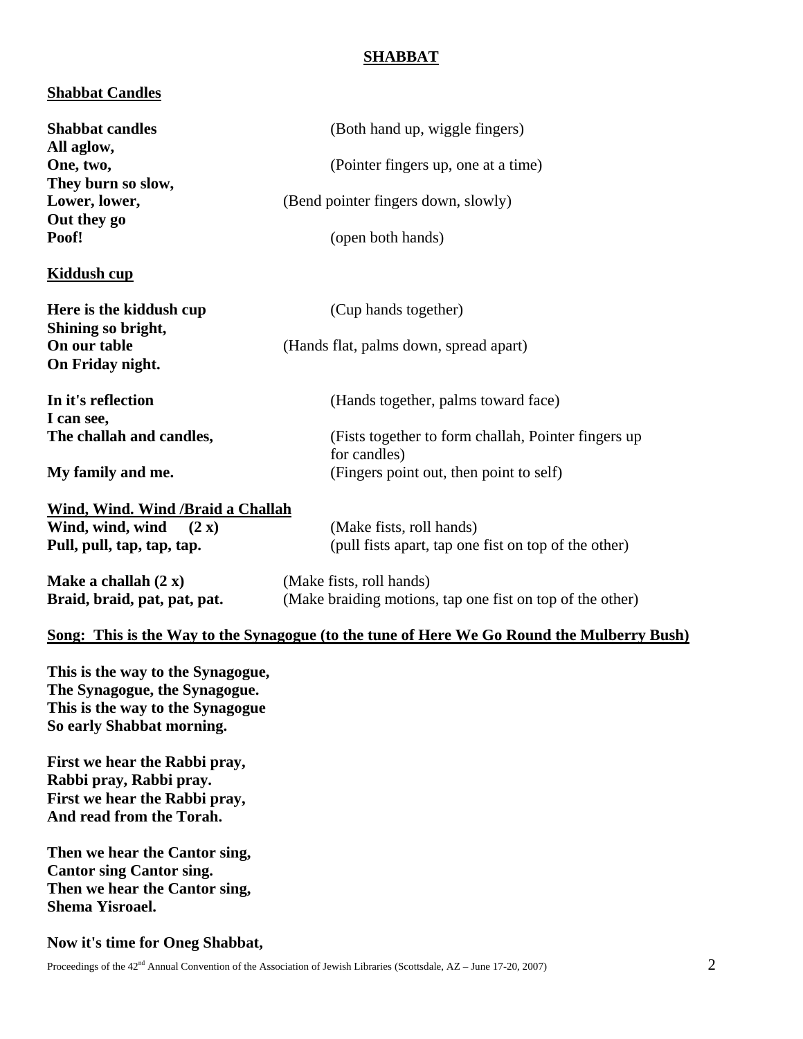## SHABBAT

### Shabbat Candles

| | |
|---|---|
| **Shabbat candles** | (Both hand up, wiggle fingers) |
| **All aglow,** | |
| **One, two,** | (Pointer fingers up, one at a time) |
| **They burn so slow,** | |
| **Lower, lower,** | (Bend pointer fingers down, slowly) |
| **Out they go** | |
| **Poof!** | (open both hands) |

### Kiddush cup

| | |
|---|---|
| **Here is the kiddush cup** | (Cup hands together) |
| **Shining so bright,** | |
| **On our table** | (Hands flat, palms down, spread apart) |
| **On Friday night.** | |
| | |
| **In it's reflection** | (Hands together, palms toward face) |
| **I can see,** | |
| **The challah and candles,** | (Fists together to form challah, Pointer fingers up for candles) |
| **My family and me.** | (Fingers point out, then point to self) |

### Wind, Wind. Wind /Braid a Challah

| | |
|---|---|
| **Wind, wind, wind (2 x)** | (Make fists, roll hands) |
| **Pull, pull, tap, tap, tap.** | (pull fists apart, tap one fist on top of the other) |
| | |
| **Make a challah (2 x)** | (Make fists, roll hands) |
| **Braid, braid, pat, pat, pat.** | (Make braiding motions, tap one fist on top of the other) |

### Song: This is the Way to the Synagogue (to the tune of Here We Go Round the Mulberry Bush)

**This is the way to the Synagogue,**
**The Synagogue, the Synagogue.**
**This is the way to the Synagogue**
**So early Shabbat morning.**

**First we hear the Rabbi pray,**
**Rabbi pray, Rabbi pray.**
**First we hear the Rabbi pray,**
**And read from the Torah.**

**Then we hear the Cantor sing,**
**Cantor sing Cantor sing.**
**Then we hear the Cantor sing,**
**Shema Yisroael.**

**Now it's time for Oneg Shabbat,**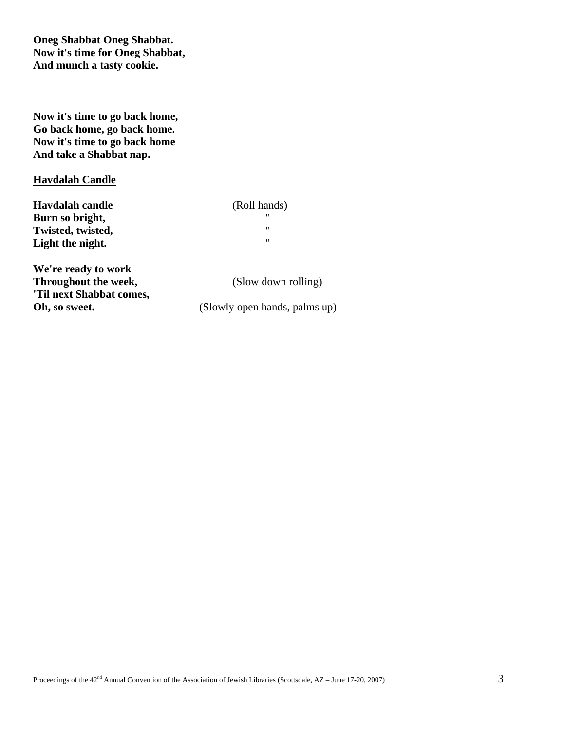**Oneg Shabbat Oneg Shabbat.**
**Now it's time for Oneg Shabbat,**
**And munch a tasty cookie.**

**Now it's time to go back home,**
**Go back home, go back home.**
**Now it's time to go back home**
**And take a Shabbat nap.**

**<u>Havdalah Candle</u>**

| | |
|---|---|
| **Havdalah candle** | (Roll hands) |
| **Burn so bright,** | " |
| **Twisted, twisted,** | " |
| **Light the night.** | " |
| | |
| **We're ready to work** | |
| **Throughout the week,** | (Slow down rolling) |
| **'Til next Shabbat comes,** | |
| **Oh, so sweet.** | (Slowly open hands, palms up) |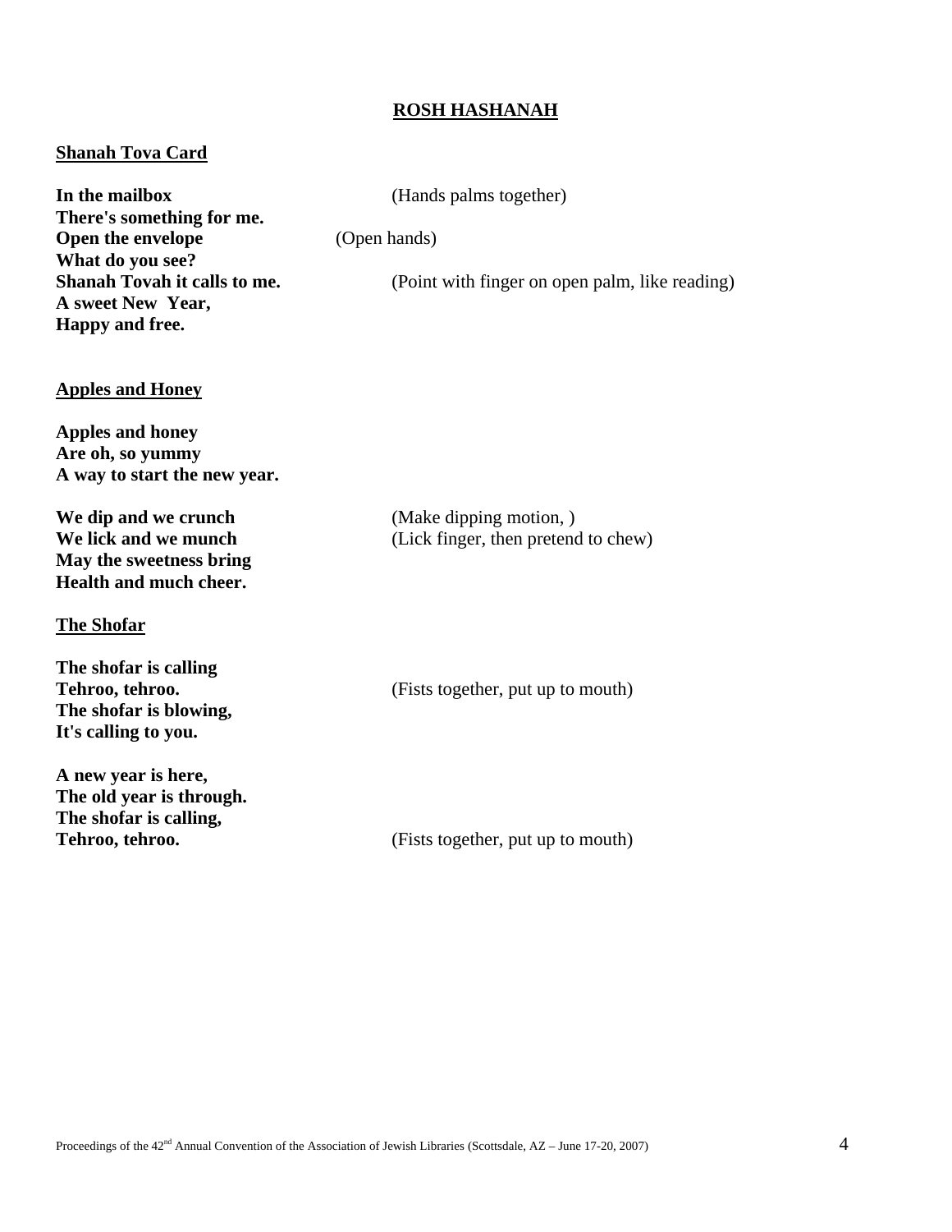# ROSH HASHANAH

## Shanah Tova Card

| | |
|---|---|
| **In the mailbox** | (Hands palms together) |
| **There's something for me.** | |
| **Open the envelope** | (Open hands) |
| **What do you see?** | |
| **Shanah Tovah it calls to me.** | (Point with finger on open palm, like reading) |
| **A sweet New Year,** | |
| **Happy and free.** | |

## Apples and Honey

**Apples and honey**
**Are oh, so yummy**
**A way to start the new year.**

| | |
|---|---|
| **We dip and we crunch** | (Make dipping motion, ) |
| **We lick and we munch** | (Lick finger, then pretend to chew) |
| **May the sweetness bring** | |
| **Health and much cheer.** | |

## The Shofar

| | |
|---|---|
| **The shofar is calling** | |
| **Tehroo, tehroo.** | (Fists together, put up to mouth) |
| **The shofar is blowing,** | |
| **It's calling to you.** | |

| | |
|---|---|
| **A new year is here,** | |
| **The old year is through.** | |
| **The shofar is calling,** | |
| **Tehroo, tehroo.** | (Fists together, put up to mouth) |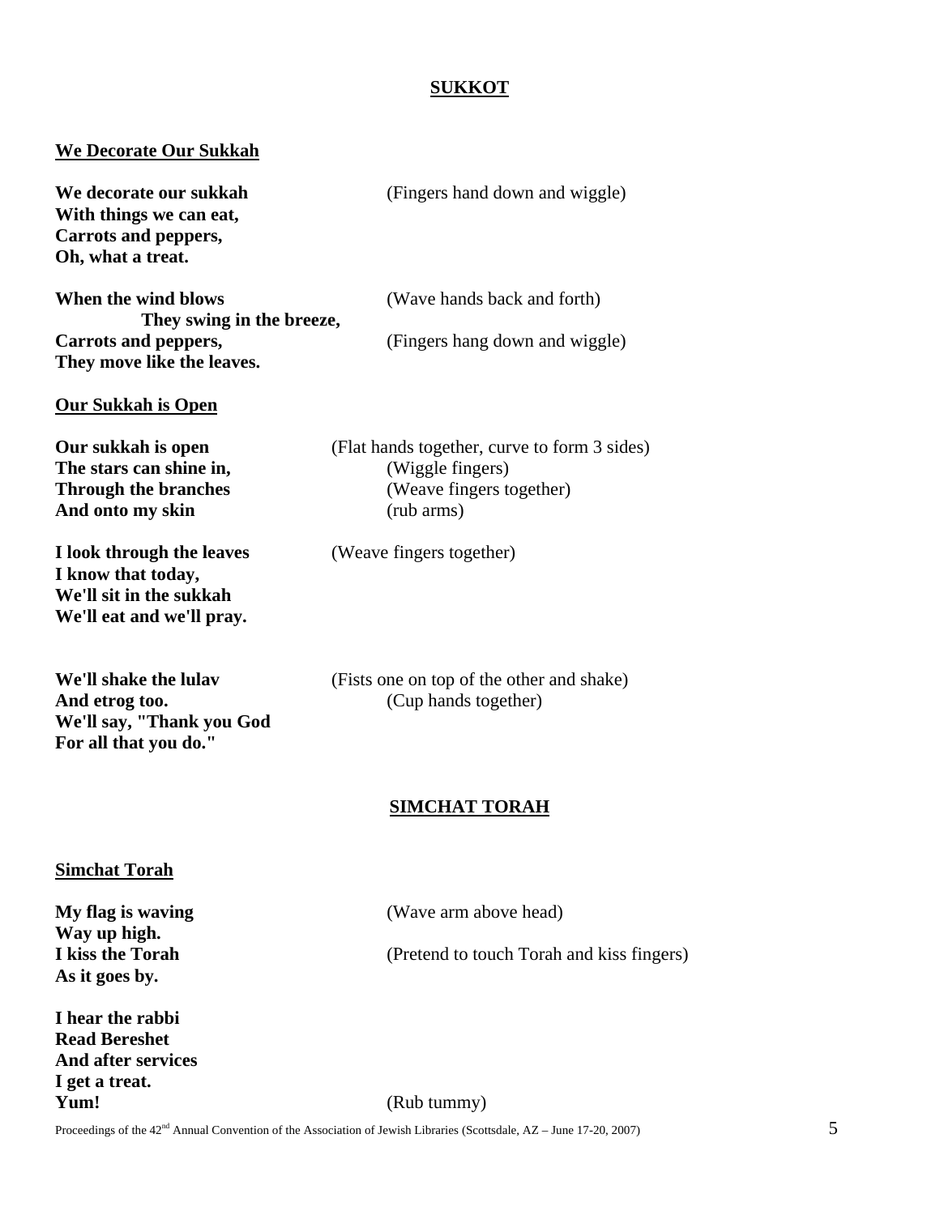## SUKKOT

### We Decorate Our Sukkah

| | |
|---|---|
| **We decorate our sukkah** | (Fingers hand down and wiggle) |
| **With things we can eat,** | |
| **Carrots and peppers,** | |
| **Oh, what a treat.** | |
| | |
| **When the wind blows** | (Wave hands back and forth) |
| **They swing in the breeze,** | |
| **Carrots and peppers,** | (Fingers hang down and wiggle) |
| **They move like the leaves.** | |

### Our Sukkah is Open

| | |
|---|---|
| **Our sukkah is open** | (Flat hands together, curve to form 3 sides) |
| **The stars can shine in,** | (Wiggle fingers) |
| **Through the branches** | (Weave fingers together) |
| **And onto my skin** | (rub arms) |
| | |
| **I look through the leaves** | (Weave fingers together) |
| **I know that today,** | |
| **We'll sit in the sukkah** | |
| **We'll eat and we'll pray.** | |
| | |
| **We'll shake the lulav** | (Fists one on top of the other and shake) |
| **And etrog too.** | (Cup hands together) |
| **We'll say, "Thank you God** | |
| **For all that you do."** | |

## SIMCHAT TORAH

### Simchat Torah

| | |
|---|---|
| **My flag is waving** | (Wave arm above head) |
| **Way up high.** | |
| **I kiss the Torah** | (Pretend to touch Torah and kiss fingers) |
| **As it goes by.** | |
| | |
| **I hear the rabbi** | |
| **Read Bereshet** | |
| **And after services** | |
| **I get a treat.** | |
| **Yum!** | (Rub tummy) |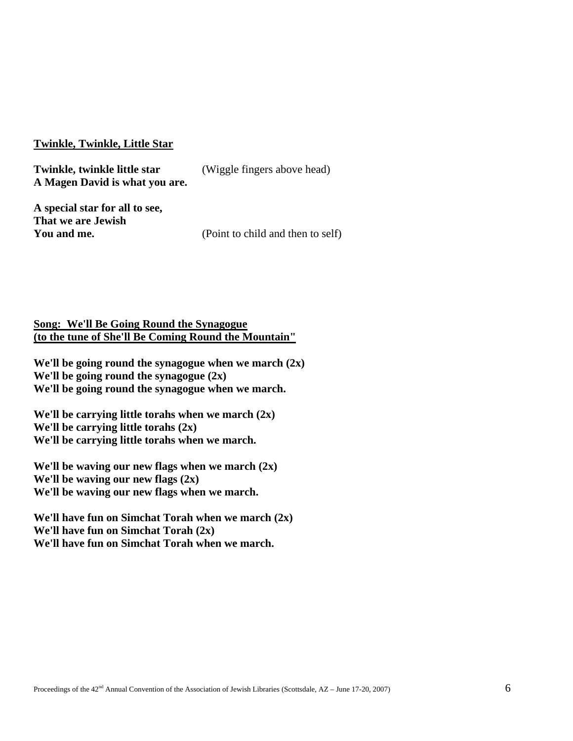**Twinkle, Twinkle, Little Star**

**Twinkle, twinkle little star** (Wiggle fingers above head)
**A Magen David is what you are.**

**A special star for all to see,**
**That we are Jewish**
**You and me.** (Point to child and then to self)

**Song: We'll Be Going Round the Synagogue**
**(to the tune of She'll Be Coming Round the Mountain"**

**We'll be going round the synagogue when we march (2x)**
**We'll be going round the synagogue (2x)**
**We'll be going round the synagogue when we march.**

**We'll be carrying little torahs when we march (2x)**
**We'll be carrying little torahs (2x)**
**We'll be carrying little torahs when we march.**

**We'll be waving our new flags when we march (2x)**
**We'll be waving our new flags (2x)**
**We'll be waving our new flags when we march.**

**We'll have fun on Simchat Torah when we march (2x)**
**We'll have fun on Simchat Torah (2x)**
**We'll have fun on Simchat Torah when we march.**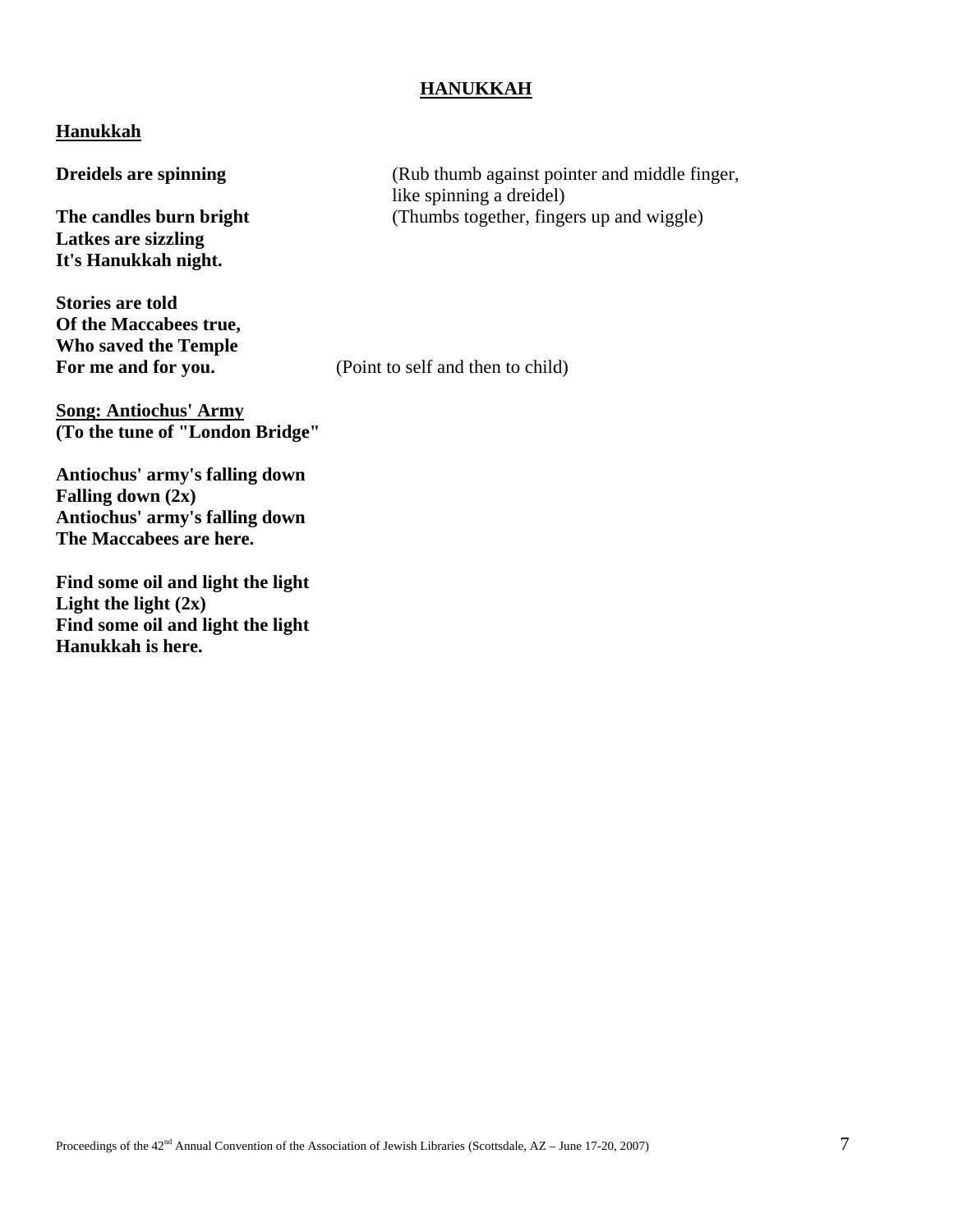## HANUKKAH

### Hanukkah

**Dreidels are spinning** (Rub thumb against pointer and middle finger, like spinning a dreidel)
**The candles burn bright** (Thumbs together, fingers up and wiggle)
**Latkes are sizzling**
**It's Hanukkah night.**

**Stories are told**
**Of the Maccabees true,**
**Who saved the Temple**
**For me and for you.** (Point to self and then to child)

**Song: Antiochus' Army**
**(To the tune of "London Bridge"**

**Antiochus' army's falling down**
**Falling down (2x)**
**Antiochus' army's falling down**
**The Maccabees are here.**

**Find some oil and light the light**
**Light the light (2x)**
**Find some oil and light the light**
**Hanukkah is here.**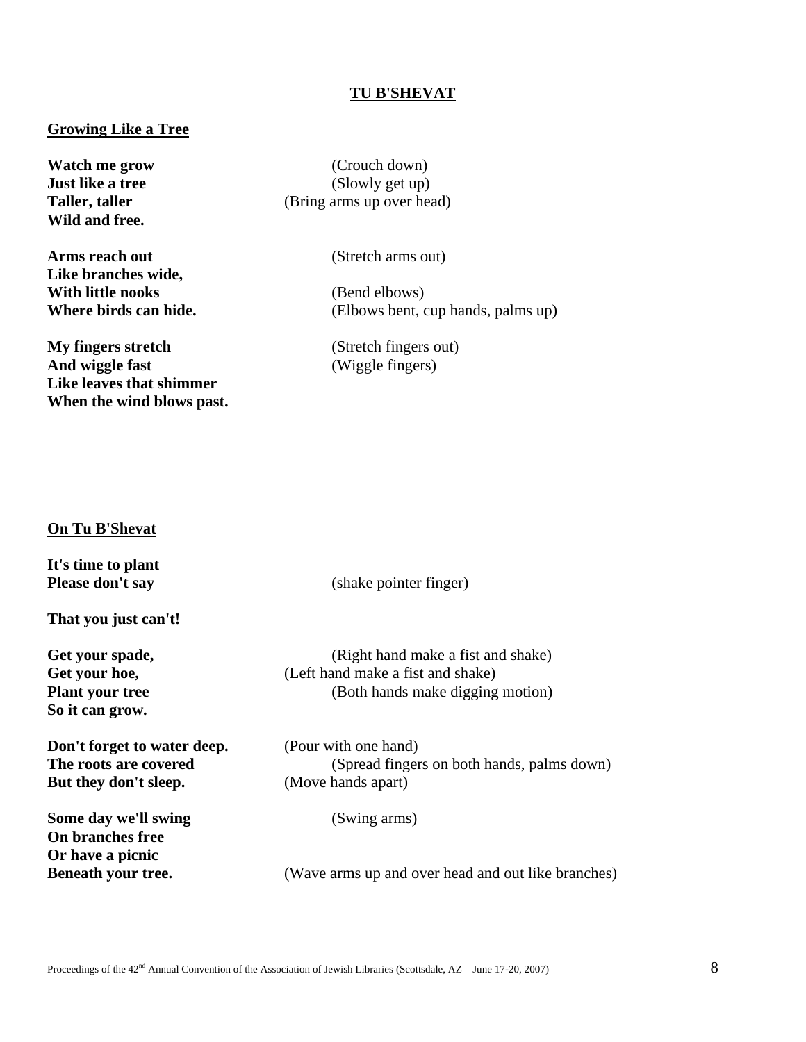# TU B'SHEVAT

## Growing Like a Tree

**Watch me grow** (Crouch down)
**Just like a tree** (Slowly get up)
**Taller, taller** (Bring arms up over head)
**Wild and free.**

**Arms reach out** (Stretch arms out)
**Like branches wide,**
**With little nooks** (Bend elbows)
**Where birds can hide.** (Elbows bent, cup hands, palms up)

**My fingers stretch** (Stretch fingers out)
**And wiggle fast** (Wiggle fingers)
**Like leaves that shimmer**
**When the wind blows past.**

## On Tu B'Shevat

**It's time to plant**
**Please don't say** (shake pointer finger)

**That you just can't!**

**Get your spade,** (Right hand make a fist and shake)
**Get your hoe,** (Left hand make a fist and shake)
**Plant your tree** (Both hands make digging motion)
**So it can grow.**

**Don't forget to water deep.** (Pour with one hand)
**The roots are covered** (Spread fingers on both hands, palms down)
**But they don't sleep.** (Move hands apart)

**Some day we'll swing** (Swing arms)
**On branches free**
**Or have a picnic**
**Beneath your tree.** (Wave arms up and over head and out like branches)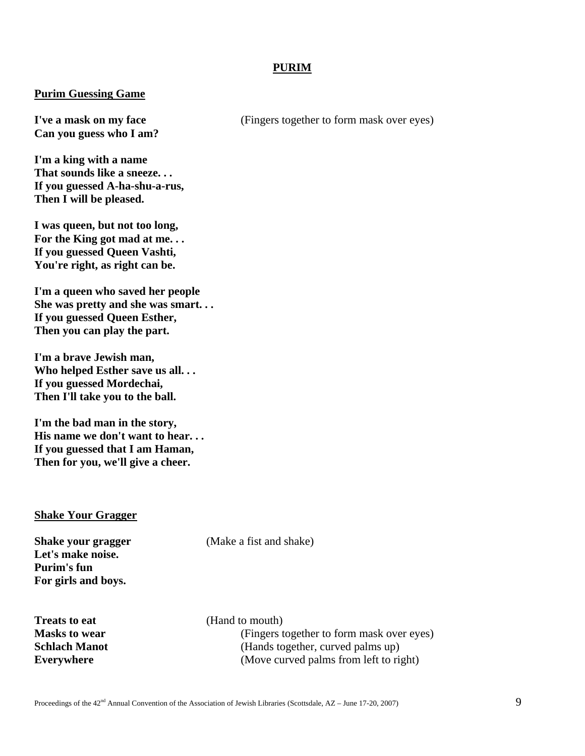# PURIM

## Purim Guessing Game

**I've a mask on my face** (Fingers together to form mask over eyes)
**Can you guess who I am?**

**I'm a king with a name**
**That sounds like a sneeze. . .**
**If you guessed A-ha-shu-a-rus,**
**Then I will be pleased.**

**I was queen, but not too long,**
**For the King got mad at me. . .**
**If you guessed Queen Vashti,**
**You're right, as right can be.**

**I'm a queen who saved her people**
**She was pretty and she was smart. . .**
**If you guessed Queen Esther,**
**Then you can play the part.**

**I'm a brave Jewish man,**
**Who helped Esther save us all. . .**
**If you guessed Mordechai,**
**Then I'll take you to the ball.**

**I'm the bad man in the story,**
**His name we don't want to hear. . .**
**If you guessed that I am Haman,**
**Then for you, we'll give a cheer.**

## Shake Your Gragger

**Shake your gragger** (Make a fist and shake)
**Let's make noise.**
**Purim's fun**
**For girls and boys.**

**Treats to eat** (Hand to mouth)
**Masks to wear** (Fingers together to form mask over eyes)
**Schlach Manot** (Hands together, curved palms up)
**Everywhere** (Move curved palms from left to right)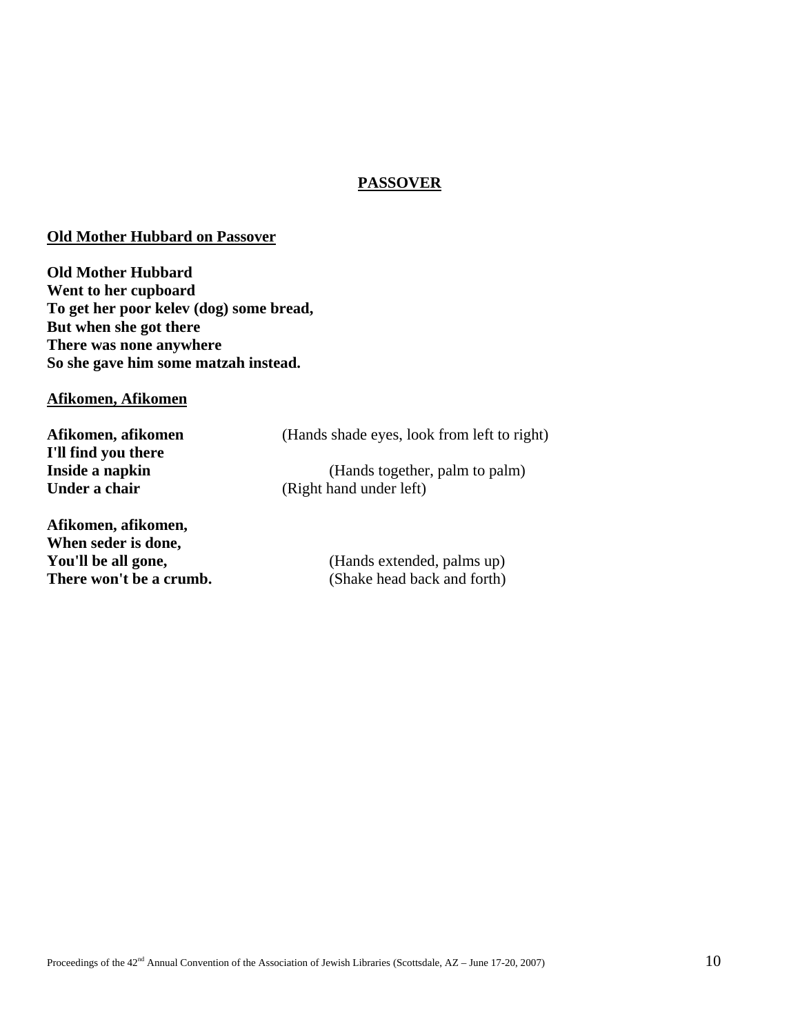## PASSOVER

### Old Mother Hubbard on Passover

**Old Mother Hubbard**
**Went to her cupboard**
**To get her poor kelev (dog) some bread,**
**But when she got there**
**There was none anywhere**
**So she gave him some matzah instead.**

### Afikomen, Afikomen

| | |
|---|---|
| **Afikomen, afikomen** | (Hands shade eyes, look from left to right) |
| **I'll find you there** | |
| **Inside a napkin** | (Hands together, palm to palm) |
| **Under a chair** | (Right hand under left) |
| | |
| **Afikomen, afikomen,** | |
| **When seder is done,** | |
| **You'll be all gone,** | (Hands extended, palms up) |
| **There won't be a crumb.** | (Shake head back and forth) |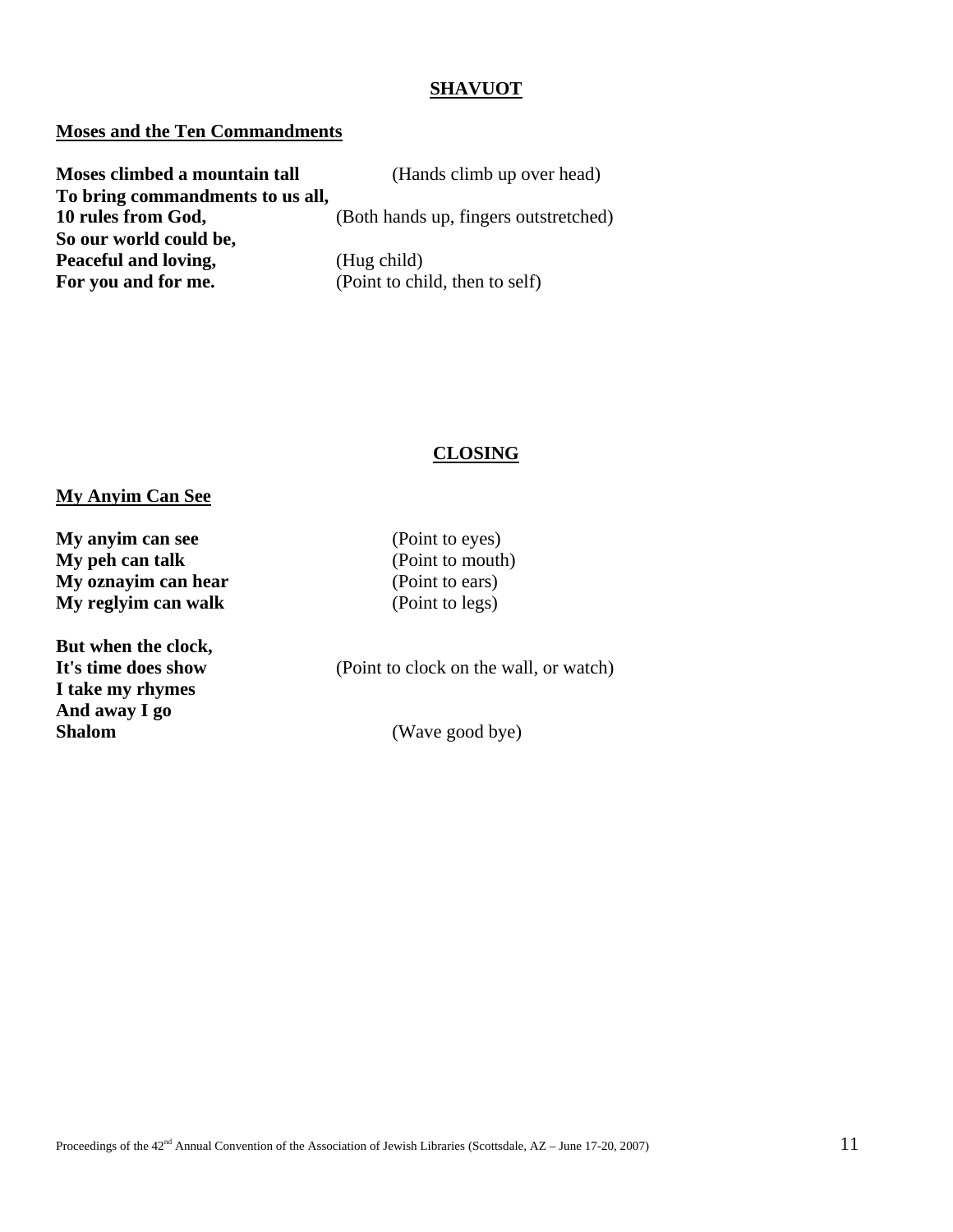## SHAVUOT

### Moses and the Ten Commandments

| | |
|---|---|
| **Moses climbed a mountain tall** | (Hands climb up over head) |
| **To bring commandments to us all,** | |
| **10 rules from God,** | (Both hands up, fingers outstretched) |
| **So our world could be,** | |
| **Peaceful and loving,** | (Hug child) |
| **For you and for me.** | (Point to child, then to self) |

## CLOSING

### My Anyim Can See

| | |
|---|---|
| **My anyim can see** | (Point to eyes) |
| **My peh can talk** | (Point to mouth) |
| **My oznayim can hear** | (Point to ears) |
| **My reglyim can walk** | (Point to legs) |
| | |
| **But when the clock,** | |
| **It's time does show** | (Point to clock on the wall, or watch) |
| **I take my rhymes** | |
| **And away I go** | |
| **Shalom** | (Wave good bye) |